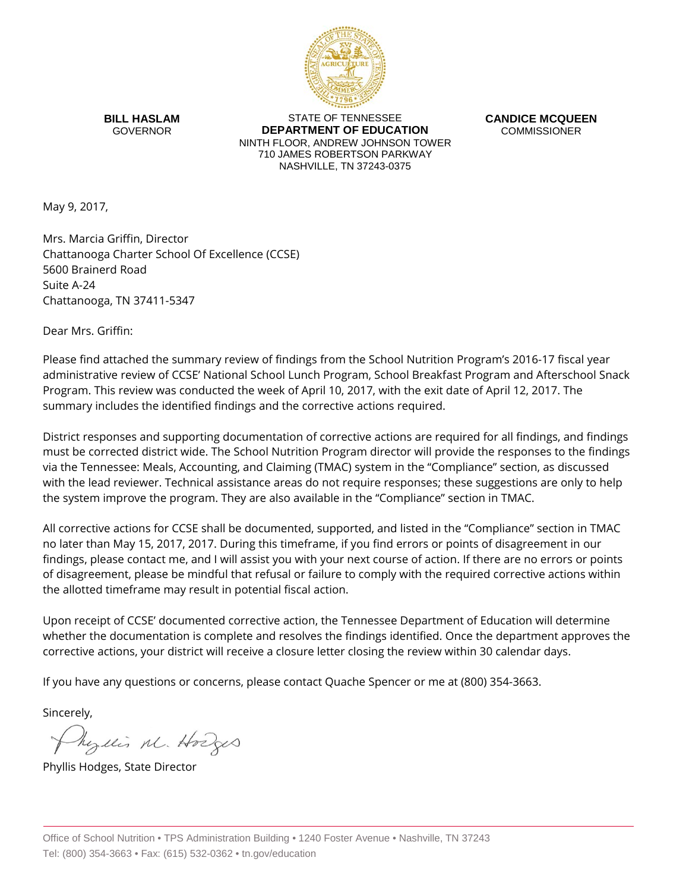**BILL HASLAM**
GOVERNOR

STATE OF TENNESSEE
**DEPARTMENT OF EDUCATION**
NINTH FLOOR, ANDREW JOHNSON TOWER
710 JAMES ROBERTSON PARKWAY
NASHVILLE, TN 37243-0375

**CANDICE MCQUEEN**
COMMISSIONER

May 9, 2017,

Mrs. Marcia Griffin, Director
Chattanooga Charter School Of Excellence (CCSE)
5600 Brainerd Road
Suite A-24
Chattanooga, TN 37411-5347

Dear Mrs. Griffin:

Please find attached the summary review of findings from the School Nutrition Program's 2016-17 fiscal year administrative review of CCSE' National School Lunch Program, School Breakfast Program and Afterschool Snack Program. This review was conducted the week of April 10, 2017, with the exit date of April 12, 2017. The summary includes the identified findings and the corrective actions required.

District responses and supporting documentation of corrective actions are required for all findings, and findings must be corrected district wide. The School Nutrition Program director will provide the responses to the findings via the Tennessee: Meals, Accounting, and Claiming (TMAC) system in the "Compliance" section, as discussed with the lead reviewer. Technical assistance areas do not require responses; these suggestions are only to help the system improve the program. They are also available in the "Compliance" section in TMAC.

All corrective actions for CCSE shall be documented, supported, and listed in the "Compliance" section in TMAC no later than May 15, 2017, 2017. During this timeframe, if you find errors or points of disagreement in our findings, please contact me, and I will assist you with your next course of action. If there are no errors or points of disagreement, please be mindful that refusal or failure to comply with the required corrective actions within the allotted timeframe may result in potential fiscal action.

Upon receipt of CCSE' documented corrective action, the Tennessee Department of Education will determine whether the documentation is complete and resolves the findings identified. Once the department approves the corrective actions, your district will receive a closure letter closing the review within 30 calendar days.

If you have any questions or concerns, please contact Quache Spencer or me at (800) 354-3663.

Sincerely,

Phyllis M. Hodges

Phyllis Hodges, State Director

Office of School Nutrition • TPS Administration Building • 1240 Foster Avenue • Nashville, TN 37243
Tel: (800) 354-3663 • Fax: (615) 532-0362 • tn.gov/education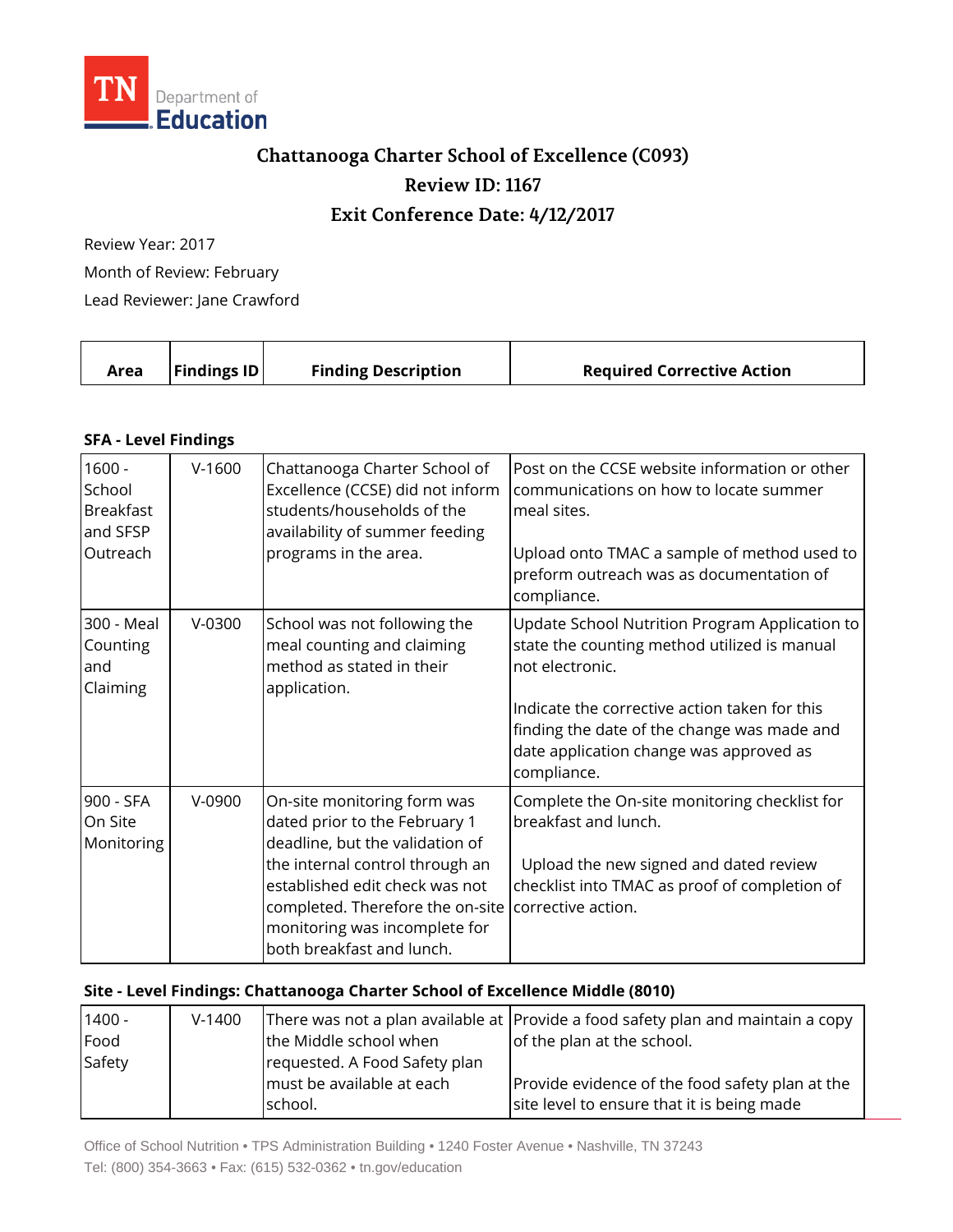# Chattanooga Charter School of Excellence (C093)

## Review ID: 1167

## Exit Conference Date: 4/12/2017

Review Year: 2017

Month of Review: February

Lead Reviewer: Jane Crawford

| Area | Findings ID | Finding Description | Required Corrective Action |
|---|---|---|---|

**SFA - Level Findings**

| Area | Findings ID | Finding Description | Required Corrective Action |
|---|---|---|---|
| 1600 - School Breakfast and SFSP Outreach | V-1600 | Chattanooga Charter School of Excellence (CCSE) did not inform students/households of the availability of summer feeding programs in the area. | Post on the CCSE website information or other communications on how to locate summer meal sites.<br><br>Upload onto TMAC a sample of method used to preform outreach was as documentation of compliance. |
| 300 - Meal Counting and Claiming | V-0300 | School was not following the meal counting and claiming method as stated in their application. | Update School Nutrition Program Application to state the counting method utilized is manual not electronic.<br><br>Indicate the corrective action taken for this finding the date of the change was made and date application change was approved as compliance. |
| 900 - SFA On Site Monitoring | V-0900 | On-site monitoring form was dated prior to the February 1 deadline, but the validation of the internal control through an established edit check was not completed. Therefore the on-site monitoring was incomplete for both breakfast and lunch. | Complete the On-site monitoring checklist for breakfast and lunch.<br><br>Upload the new signed and dated review checklist into TMAC as proof of completion of corrective action. |

**Site - Level Findings: Chattanooga Charter School of Excellence Middle (8010)**

| Area | Findings ID | Finding Description | Required Corrective Action |
|---|---|---|---|
| 1400 - Food Safety | V-1400 | There was not a plan available at the Middle school when requested. A Food Safety plan must be available at each school. | Provide a food safety plan and maintain a copy of the plan at the school.<br><br>Provide evidence of the food safety plan at the site level to ensure that it is being made |

Office of School Nutrition • TPS Administration Building • 1240 Foster Avenue • Nashville, TN 37243
Tel: (800) 354-3663 • Fax: (615) 532-0362 • tn.gov/education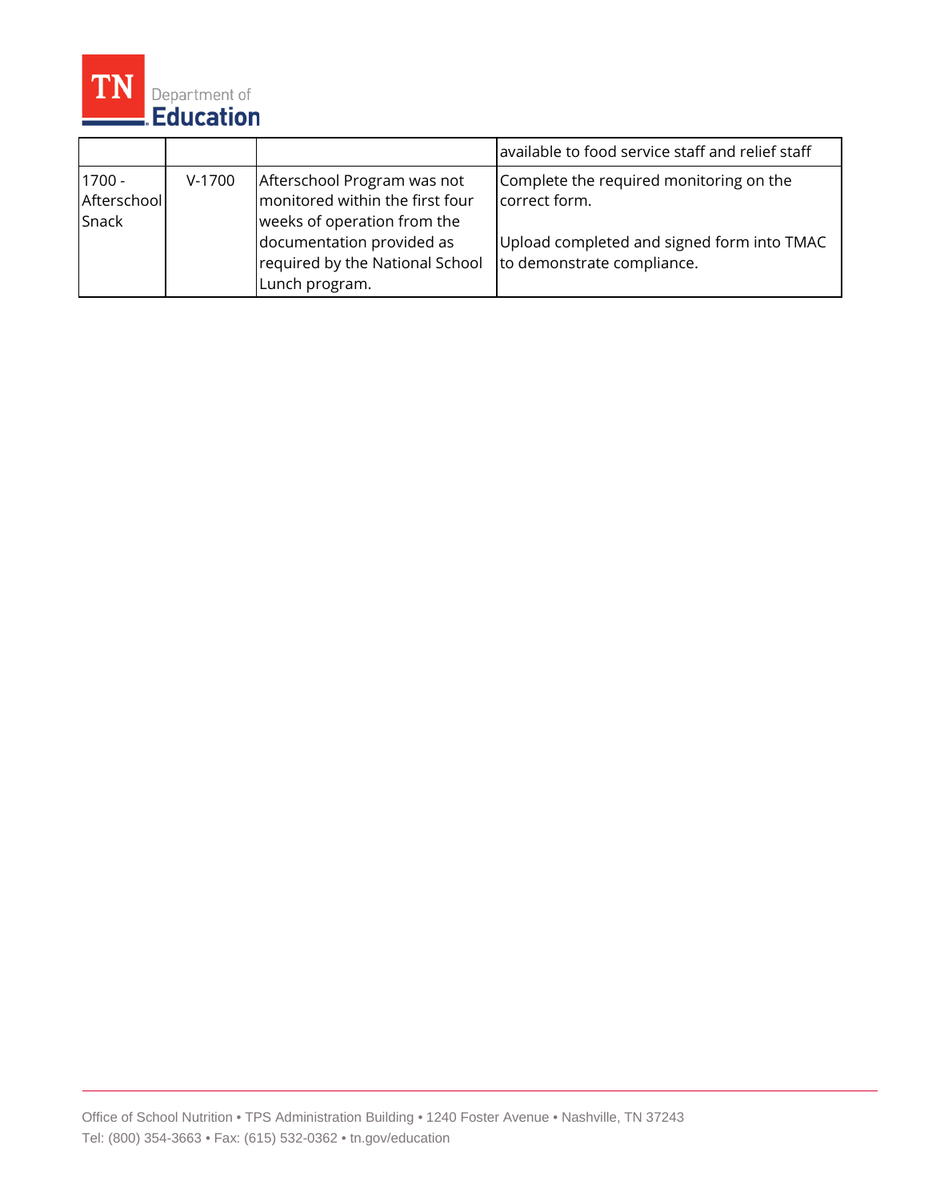| | | | |
|---|---|---|---|
| | | | available to food service staff and relief staff |
| 1700 - Afterschool Snack | V-1700 | Afterschool Program was not monitored within the first four weeks of operation from the documentation provided as required by the National School Lunch program. | Complete the required monitoring on the correct form.<br><br>Upload completed and signed form into TMAC to demonstrate compliance. |